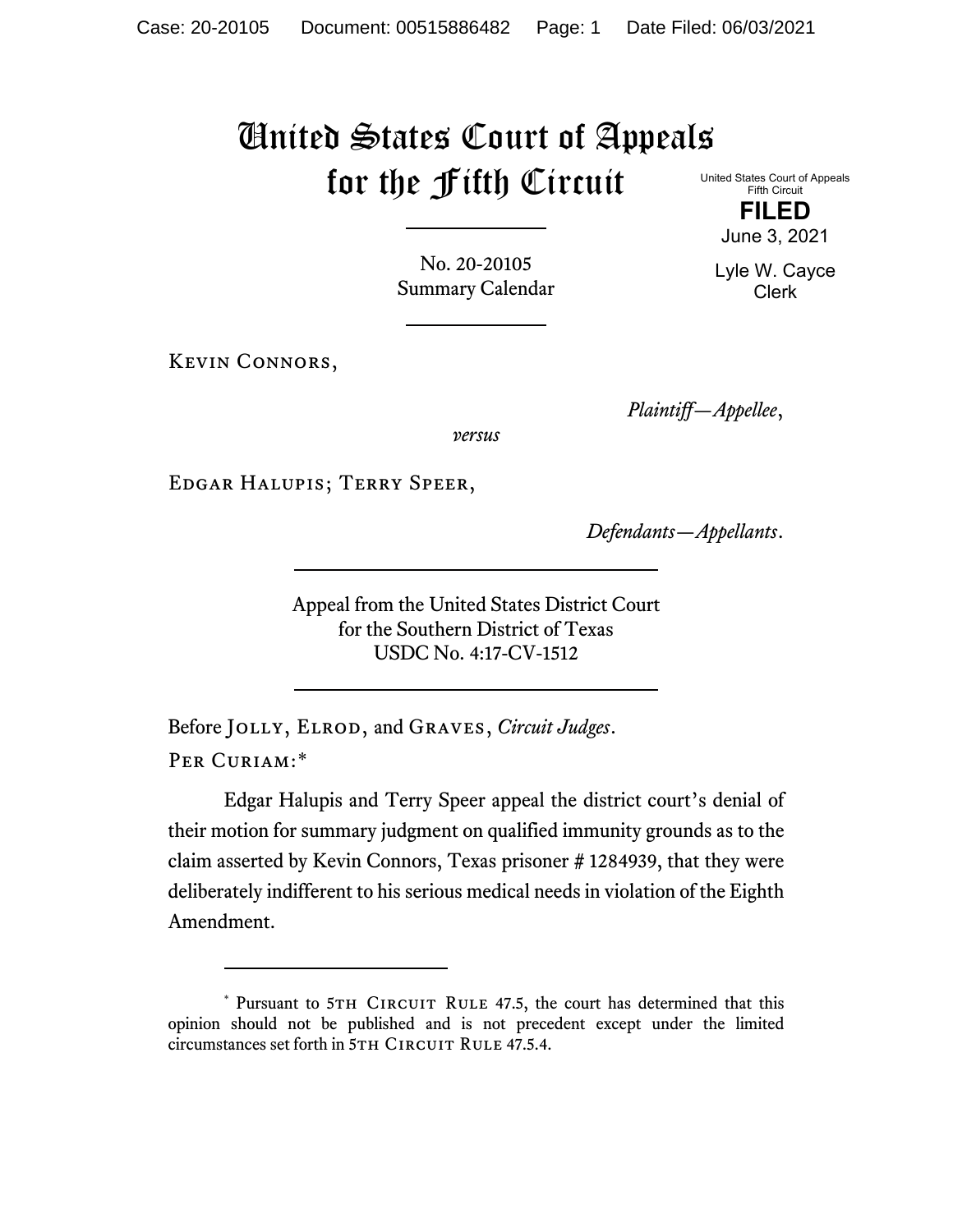# United States Court of Appeals for the Fifth Circuit

United States Court of Appeals
Fifth Circuit

**FILED**

June 3, 2021

Lyle W. Cayce
Clerk

No. 20-20105
Summary Calendar

---

Kevin Connors,

*Plaintiff—Appellee*,

*versus*

Edgar Halupis; Terry Speer,

*Defendants—Appellants*.

---

Appeal from the United States District Court
for the Southern District of Texas
USDC No. 4:17-CV-1512

---

Before Jolly, Elrod, and Graves, *Circuit Judges*.

Per Curiam:*

Edgar Halupis and Terry Speer appeal the district court's denial of their motion for summary judgment on qualified immunity grounds as to the claim asserted by Kevin Connors, Texas prisoner # 1284939, that they were deliberately indifferent to his serious medical needs in violation of the Eighth Amendment.

---

\* Pursuant to 5th Circuit Rule 47.5, the court has determined that this opinion should not be published and is not precedent except under the limited circumstances set forth in 5th Circuit Rule 47.5.4.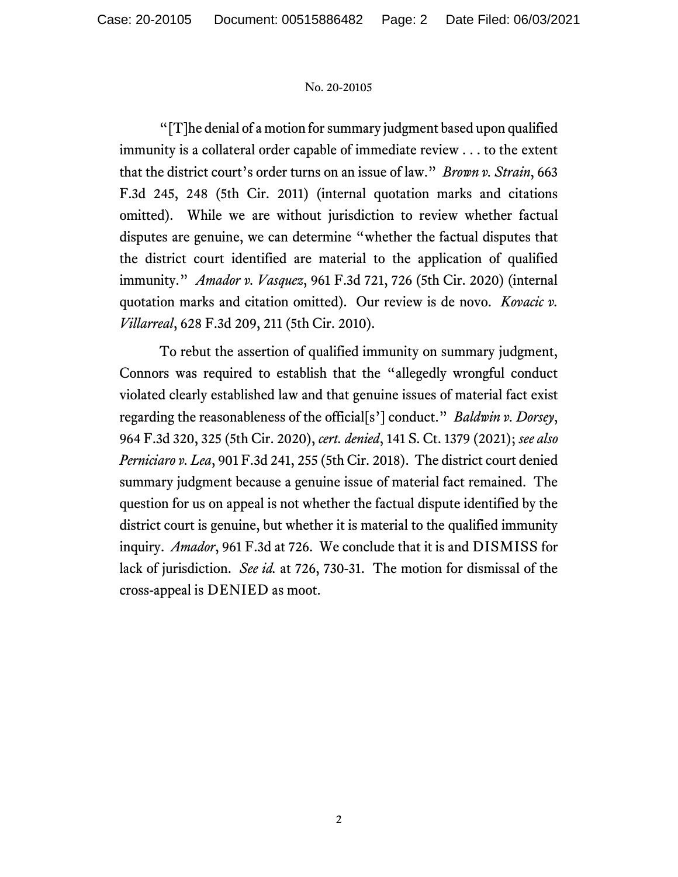"[T]he denial of a motion for summary judgment based upon qualified immunity is a collateral order capable of immediate review . . . to the extent that the district court's order turns on an issue of law." *Brown v. Strain*, 663 F.3d 245, 248 (5th Cir. 2011) (internal quotation marks and citations omitted). While we are without jurisdiction to review whether factual disputes are genuine, we can determine "whether the factual disputes that the district court identified are material to the application of qualified immunity." *Amador v. Vasquez*, 961 F.3d 721, 726 (5th Cir. 2020) (internal quotation marks and citation omitted). Our review is de novo. *Kovacic v. Villarreal*, 628 F.3d 209, 211 (5th Cir. 2010).

To rebut the assertion of qualified immunity on summary judgment, Connors was required to establish that the "allegedly wrongful conduct violated clearly established law and that genuine issues of material fact exist regarding the reasonableness of the official[s'] conduct." *Baldwin v. Dorsey*, 964 F.3d 320, 325 (5th Cir. 2020), *cert. denied*, 141 S. Ct. 1379 (2021); *see also Perniciaro v. Lea*, 901 F.3d 241, 255 (5th Cir. 2018). The district court denied summary judgment because a genuine issue of material fact remained. The question for us on appeal is not whether the factual dispute identified by the district court is genuine, but whether it is material to the qualified immunity inquiry. *Amador*, 961 F.3d at 726. We conclude that it is and DISMISS for lack of jurisdiction. *See id.* at 726, 730-31. The motion for dismissal of the cross-appeal is DENIED as moot.